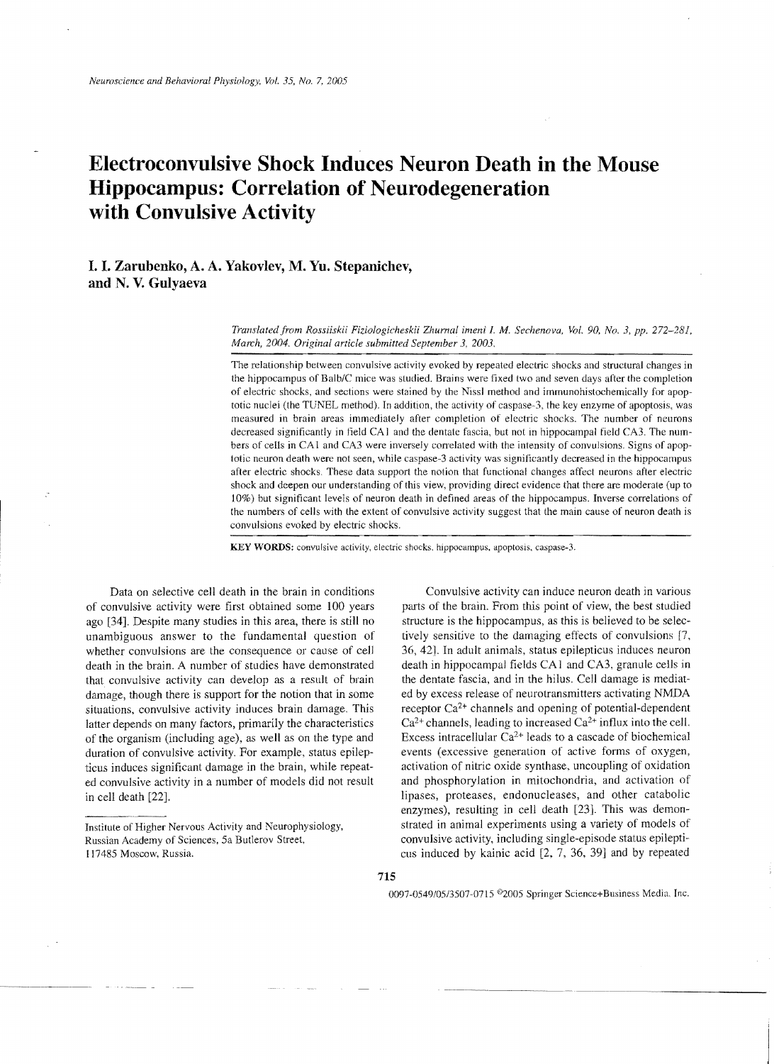# Electroconvulsive Shock Induces Neuron Death in the Mouse Hippocampus: Correlation of Neurodegeneration with Convulsive Activity

**I. I. Zarubenko, A. A. Yakovlev, M. Yu. Stepanichev, and N. V. Gulyaeva**

*Translated from Rossiiskii Fiziologicheskii Zhurnal imeni I. M. Sechenova, Vol. 90, No. 3, pp. 272–281, March, 2004. Original article submitted September 3, 2003.*

The relationship between convulsive activity evoked by repeated electric shocks and structural changes in the hippocampus of Balb/C mice was studied. Brains were fixed two and seven days after the completion of electric shocks, and sections were stained by the Nissl method and immunohistochemically for apoptotic nuclei (the TUNEL method). In addition, the activity of caspase-3, the key enzyme of apoptosis, was measured in brain areas immediately after completion of electric shocks. The number of neurons decreased significantly in field CA1 and the dentate fascia, but not in hippocampal field CA3. The numbers of cells in CA1 and CA3 were inversely correlated with the intensity of convulsions. Signs of apoptotic neuron death were not seen, while caspase-3 activity was significantly decreased in the hippocampus after electric shocks. These data support the notion that functional changes affect neurons after electric shock and deepen our understanding of this view, providing direct evidence that there are moderate (up to 10%) but significant levels of neuron death in defined areas of the hippocampus. Inverse correlations of the numbers of cells with the extent of convulsive activity suggest that the main cause of neuron death is convulsions evoked by electric shocks.

**KEY WORDS:** convulsive activity, electric shocks, hippocampus, apoptosis, caspase-3.

Data on selective cell death in the brain in conditions of convulsive activity were first obtained some 100 years ago [34]. Despite many studies in this area, there is still no unambiguous answer to the fundamental question of whether convulsions are the consequence or cause of cell death in the brain. A number of studies have demonstrated that convulsive activity can develop as a result of brain damage, though there is support for the notion that in some situations, convulsive activity induces brain damage. This latter depends on many factors, primarily the characteristics of the organism (including age), as well as on the type and duration of convulsive activity. For example, status epilepticus induces significant damage in the brain, while repeated convulsive activity in a number of models did not result in cell death [22].

Convulsive activity can induce neuron death in various parts of the brain. From this point of view, the best studied structure is the hippocampus, as this is believed to be selectively sensitive to the damaging effects of convulsions [7, 36, 42]. In adult animals, status epilepticus induces neuron death in hippocampal fields CA1 and CA3, granule cells in the dentate fascia, and in the hilus. Cell damage is mediated by excess release of neurotransmitters activating NMDA receptor $Ca^{2+}$ channels and opening of potential-dependent $Ca^{2+}$ channels, leading to increased $Ca^{2+}$ influx into the cell. Excess intracellular $Ca^{2+}$ leads to a cascade of biochemical events (excessive generation of active forms of oxygen, activation of nitric oxide synthase, uncoupling of oxidation and phosphorylation in mitochondria, and activation of lipases, proteases, endonucleases, and other catabolic enzymes), resulting in cell death [23]. This was demonstrated in animal experiments using a variety of models of convulsive activity, including single-episode status epilepticus induced by kainic acid [2, 7, 36, 39] and by repeated

Institute of Higher Nervous Activity and Neurophysiology, Russian Academy of Sciences, 5a Butlerov Street, 117485 Moscow, Russia.

0097-0549/05/3507-0715 ©2005 Springer Science+Business Media, Inc.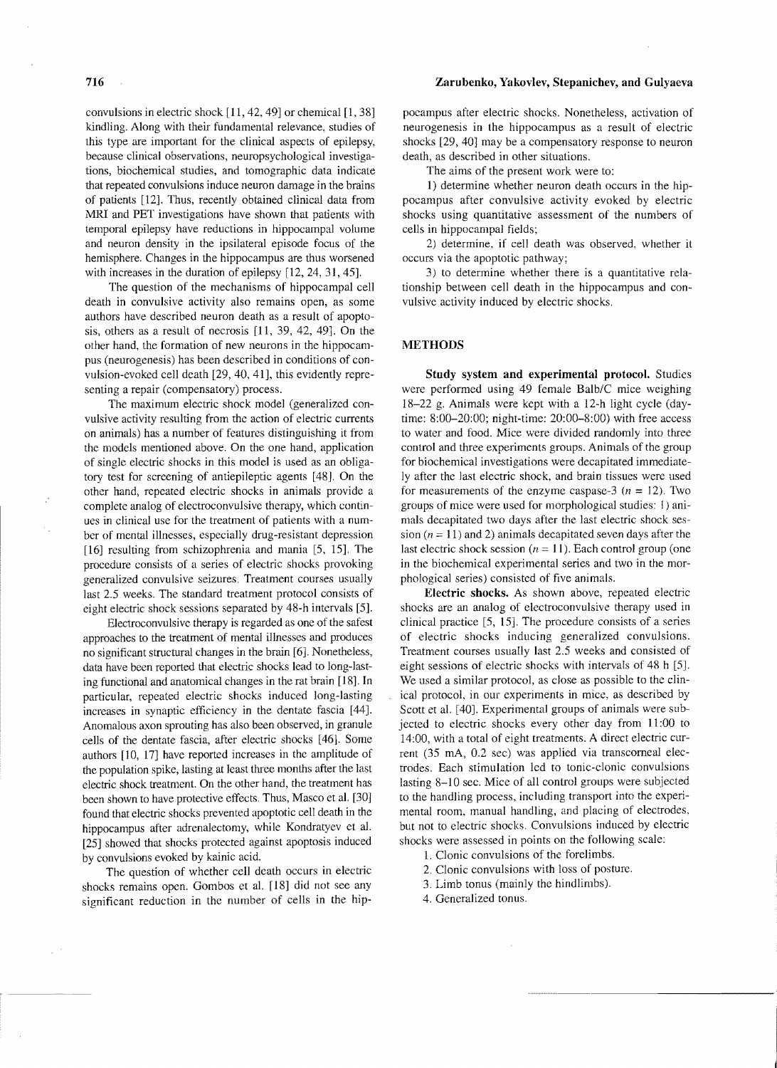convulsions in electric shock [11, 42, 49] or chemical [1, 38] kindling. Along with their fundamental relevance, studies of this type are important for the clinical aspects of epilepsy, because clinical observations, neuropsychological investigations, biochemical studies, and tomographic data indicate that repeated convulsions induce neuron damage in the brains of patients [12]. Thus, recently obtained clinical data from MRI and PET investigations have shown that patients with temporal epilepsy have reductions in hippocampal volume and neuron density in the ipsilateral episode focus of the hemisphere. Changes in the hippocampus are thus worsened with increases in the duration of epilepsy [12, 24, 31, 45].

The question of the mechanisms of hippocampal cell death in convulsive activity also remains open, as some authors have described neuron death as a result of apoptosis, others as a result of necrosis [11, 39, 42, 49]. On the other hand, the formation of new neurons in the hippocampus (neurogenesis) has been described in conditions of convulsion-evoked cell death [29, 40, 41], this evidently representing a repair (compensatory) process.

The maximum electric shock model (generalized convulsive activity resulting from the action of electric currents on animals) has a number of features distinguishing it from the models mentioned above. On the one hand, application of single electric shocks in this model is used as an obligatory test for screening of antiepileptic agents [48]. On the other hand, repeated electric shocks in animals provide a complete analog of electroconvulsive therapy, which continues in clinical use for the treatment of patients with a number of mental illnesses, especially drug-resistant depression [16] resulting from schizophrenia and mania [5, 15]. The procedure consists of a series of electric shocks provoking generalized convulsive seizures. Treatment courses usually last 2.5 weeks. The standard treatment protocol consists of eight electric shock sessions separated by 48-h intervals [5].

Electroconvulsive therapy is regarded as one of the safest approaches to the treatment of mental illnesses and produces no significant structural changes in the brain [6]. Nonetheless, data have been reported that electric shocks lead to long-lasting functional and anatomical changes in the rat brain [18]. In particular, repeated electric shocks induced long-lasting increases in synaptic efficiency in the dentate fascia [44]. Anomalous axon sprouting has also been observed, in granule cells of the dentate fascia, after electric shocks [46]. Some authors [10, 17] have reported increases in the amplitude of the population spike, lasting at least three months after the last electric shock treatment. On the other hand, the treatment has been shown to have protective effects. Thus, Masco et al. [30] found that electric shocks prevented apoptotic cell death in the hippocampus after adrenalectomy, while Kondratyev et al. [25] showed that shocks protected against apoptosis induced by convulsions evoked by kainic acid.

The question of whether cell death occurs in electric shocks remains open. Gombos et al. [18] did not see any significant reduction in the number of cells in the hippocampus after electric shocks. Nonetheless, activation of neurogenesis in the hippocampus as a result of electric shocks [29, 40] may be a compensatory response to neuron death, as described in other situations.

The aims of the present work were to:

1) determine whether neuron death occurs in the hippocampus after convulsive activity evoked by electric shocks using quantitative assessment of the numbers of cells in hippocampal fields;

2) determine, if cell death was observed, whether it occurs via the apoptotic pathway;

3) to determine whether there is a quantitative relationship between cell death in the hippocampus and convulsive activity induced by electric shocks.

## METHODS

**Study system and experimental protocol.** Studies were performed using 49 female Balb/C mice weighing 18–22 g. Animals were kept with a 12-h light cycle (daytime: 8:00–20:00; night-time: 20:00–8:00) with free access to water and food. Mice were divided randomly into three control and three experiments groups. Animals of the group for biochemical investigations were decapitated immediately after the last electric shock, and brain tissues were used for measurements of the enzyme caspase-3 ($n = 12$). Two groups of mice were used for morphological studies: 1) animals decapitated two days after the last electric shock session ($n = 11$) and 2) animals decapitated seven days after the last electric shock session ($n = 11$). Each control group (one in the biochemical experimental series and two in the morphological series) consisted of five animals.

**Electric shocks.** As shown above, repeated electric shocks are an analog of electroconvulsive therapy used in clinical practice [5, 15]. The procedure consists of a series of electric shocks inducing generalized convulsions. Treatment courses usually last 2.5 weeks and consisted of eight sessions of electric shocks with intervals of 48 h [5]. We used a similar protocol, as close as possible to the clinical protocol, in our experiments in mice, as described by Scott et al. [40]. Experimental groups of animals were subjected to electric shocks every other day from 11:00 to 14:00, with a total of eight treatments. A direct electric current (35 mA, 0.2 sec) was applied via transcorneal electrodes. Each stimulation led to tonic-clonic convulsions lasting 8–10 sec. Mice of all control groups were subjected to the handling process, including transport into the experimental room, manual handling, and placing of electrodes, but not to electric shocks. Convulsions induced by electric shocks were assessed in points on the following scale:

1. Clonic convulsions of the forelimbs.
2. Clonic convulsions with loss of posture.
3. Limb tonus (mainly the hindlimbs).
4. Generalized tonus.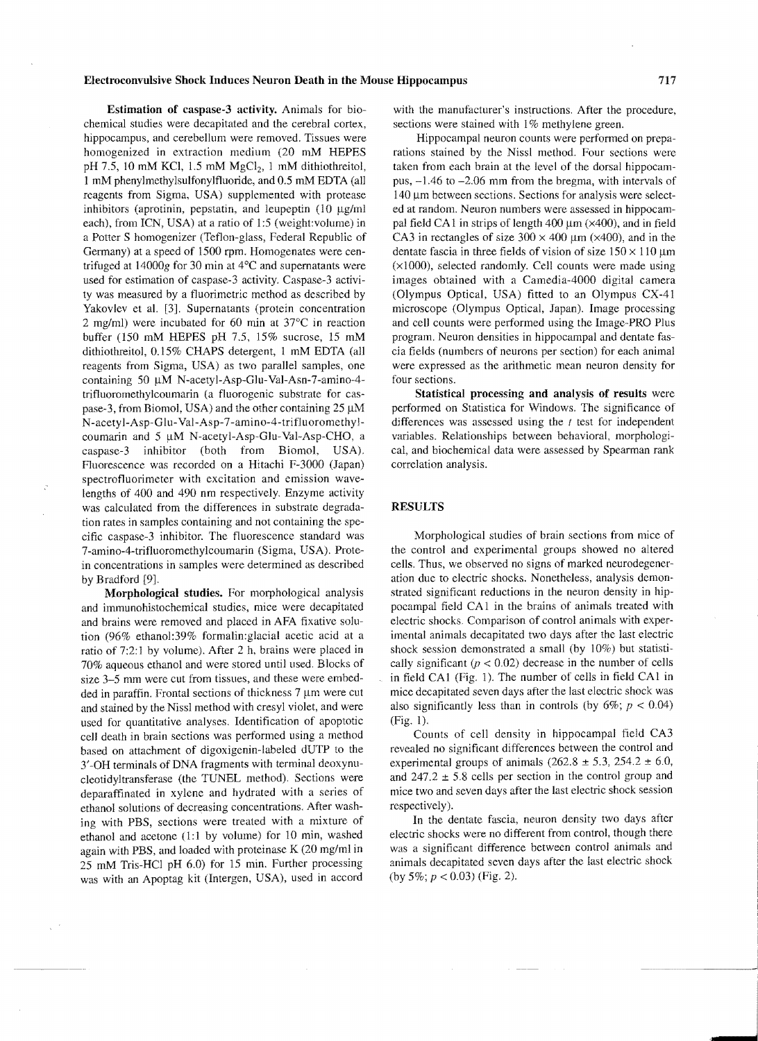**Estimation of caspase-3 activity.** Animals for biochemical studies were decapitated and the cerebral cortex, hippocampus, and cerebellum were removed. Tissues were homogenized in extraction medium (20 mM HEPES pH 7.5, 10 mM KCl, 1.5 mM $MgCl_2$, 1 mM dithiothreitol, 1 mM phenylmethylsulfonylfluoride, and 0.5 mM EDTA (all reagents from Sigma, USA) supplemented with protease inhibitors (aprotinin, pepstatin, and leupeptin (10 μg/ml each), from ICN, USA) at a ratio of 1:5 (weight:volume) in a Potter S homogenizer (Teflon-glass, Federal Republic of Germany) at a speed of 1500 rpm. Homogenates were centrifuged at 14000*g* for 30 min at 4°C and supernatants were used for estimation of caspase-3 activity. Caspase-3 activity was measured by a fluorimetric method as described by Yakovlev et al. [3]. Supernatants (protein concentration 2 mg/ml) were incubated for 60 min at 37°C in reaction buffer (150 mM HEPES pH 7.5, 15% sucrose, 15 mM dithiothreitol, 0.15% CHAPS detergent, 1 mM EDTA (all reagents from Sigma, USA) as two parallel samples, one containing 50 μM N-acetyl-Asp-Glu-Val-Asn-7-amino-4-trifluoromethylcoumarin (a fluorogenic substrate for caspase-3, from Biomol, USA) and the other containing 25 μM N-acetyl-Asp-Glu-Val-Asp-7-amino-4-trifluoromethylcoumarin and 5 μM N-acetyl-Asp-Glu-Val-Asp-CHO, a caspase-3 inhibitor (both from Biomol, USA). Fluorescence was recorded on a Hitachi F-3000 (Japan) spectrofluorimeter with excitation and emission wavelengths of 400 and 490 nm respectively. Enzyme activity was calculated from the differences in substrate degradation rates in samples containing and not containing the specific caspase-3 inhibitor. The fluorescence standard was 7-amino-4-trifluoromethylcoumarin (Sigma, USA). Protein concentrations in samples were determined as described by Bradford [9].

**Morphological studies.** For morphological analysis and immunohistochemical studies, mice were decapitated and brains were removed and placed in AFA fixative solution (96% ethanol:39% formalin:glacial acetic acid at a ratio of 7:2:1 by volume). After 2 h, brains were placed in 70% aqueous ethanol and were stored until used. Blocks of size 3–5 mm were cut from tissues, and these were embedded in paraffin. Frontal sections of thickness 7 μm were cut and stained by the Nissl method with cresyl violet, and were used for quantitative analyses. Identification of apoptotic cell death in brain sections was performed using a method based on attachment of digoxigenin-labeled dUTP to the 3′-OH terminals of DNA fragments with terminal deoxynucleotidyltransferase (the TUNEL method). Sections were deparaffinated in xylene and hydrated with a series of ethanol solutions of decreasing concentrations. After washing with PBS, sections were treated with a mixture of ethanol and acetone (1:1 by volume) for 10 min, washed again with PBS, and loaded with proteinase K (20 mg/ml in 25 mM Tris-HCl pH 6.0) for 15 min. Further processing was with an Apoptag kit (Intergen, USA), used in accord with the manufacturer's instructions. After the procedure, sections were stained with 1% methylene green.

Hippocampal neuron counts were performed on preparations stained by the Nissl method. Four sections were taken from each brain at the level of the dorsal hippocampus, –1.46 to –2.06 mm from the bregma, with intervals of 140 μm between sections. Sections for analysis were selected at random. Neuron numbers were assessed in hippocampal field CA1 in strips of length 400 μm (×400), and in field CA3 in rectangles of size 300 × 400 μm (×400), and in the dentate fascia in three fields of vision of size 150 × 110 μm (×1000), selected randomly. Cell counts were made using images obtained with a Camedia-4000 digital camera (Olympus Optical, USA) fitted to an Olympus CX-41 microscope (Olympus Optical, Japan). Image processing and cell counts were performed using the Image-PRO Plus program. Neuron densities in hippocampal and dentate fascia fields (numbers of neurons per section) for each animal were expressed as the arithmetic mean neuron density for four sections.

**Statistical processing and analysis of results** were performed on Statistica for Windows. The significance of differences was assessed using the *t* test for independent variables. Relationships between behavioral, morphological, and biochemical data were assessed by Spearman rank correlation analysis.

## RESULTS

Morphological studies of brain sections from mice of the control and experimental groups showed no altered cells. Thus, we observed no signs of marked neurodegeneration due to electric shocks. Nonetheless, analysis demonstrated significant reductions in the neuron density in hippocampal field CA1 in the brains of animals treated with electric shocks. Comparison of control animals with experimental animals decapitated two days after the last electric shock session demonstrated a small (by 10%) but statistically significant ($p < 0.02$) decrease in the number of cells in field CA1 (Fig. 1). The number of cells in field CA1 in mice decapitated seven days after the last electric shock was also significantly less than in controls (by 6%; $p < 0.04$) (Fig. 1).

Counts of cell density in hippocampal field CA3 revealed no significant differences between the control and experimental groups of animals (262.8 ± 5.3, 254.2 ± 6.0, and 247.2 ± 5.8 cells per section in the control group and mice two and seven days after the last electric shock session respectively).

In the dentate fascia, neuron density two days after electric shocks were no different from control, though there was a significant difference between control animals and animals decapitated seven days after the last electric shock (by 5%; $p < 0.03$) (Fig. 2).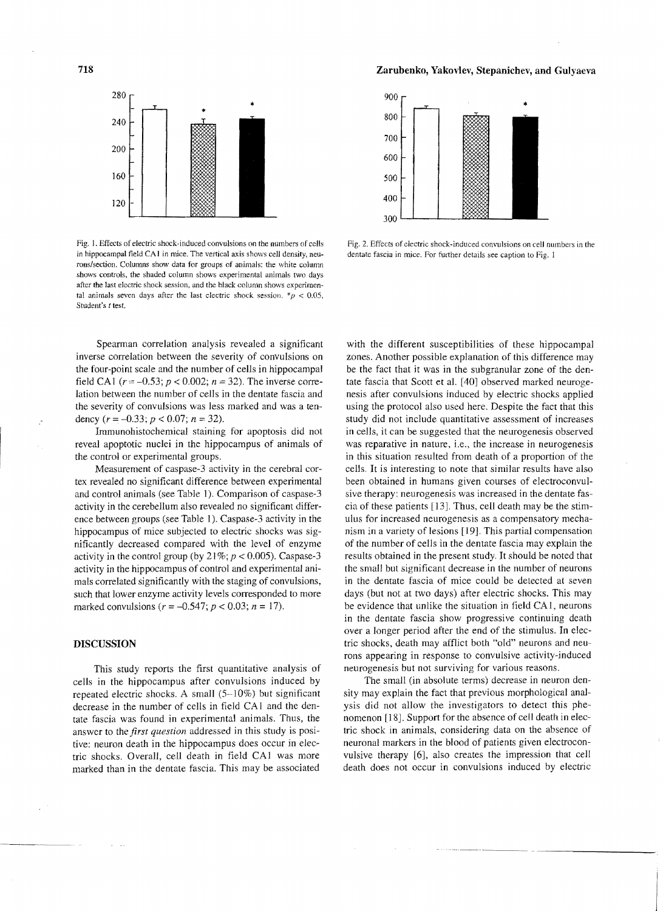Fig. 1. Effects of electric shock-induced convulsions on the numbers of cells in hippocampal field CA1 in mice. The vertical axis shows cell density, neurons/section. Columns show data for groups of animals: the white column shows controls, the shaded column shows experimental animals two days after the last electric shock session, and the black column shows experimental animals seven days after the last electric shock session. $*p < 0.05$, Student's $t$ test.

Fig. 2. Effects of electric shock-induced convulsions on cell numbers in the dentate fascia in mice. For further details see caption to Fig. 1

Spearman correlation analysis revealed a significant inverse correlation between the severity of convulsions on the four-point scale and the number of cells in hippocampal field CA1 ($r = -0.53$; $p < 0.002$; $n = 32$). The inverse correlation between the number of cells in the dentate fascia and the severity of convulsions was less marked and was a tendency ($r = -0.33$; $p < 0.07$; $n = 32$).

Immunohistochemical staining for apoptosis did not reveal apoptotic nuclei in the hippocampus of animals of the control or experimental groups.

Measurement of caspase-3 activity in the cerebral cortex revealed no significant difference between experimental and control animals (see Table 1). Comparison of caspase-3 activity in the cerebellum also revealed no significant difference between groups (see Table 1). Caspase-3 activity in the hippocampus of mice subjected to electric shocks was significantly decreased compared with the level of enzyme activity in the control group (by 21%; $p < 0.005$). Caspase-3 activity in the hippocampus of control and experimental animals correlated significantly with the staging of convulsions, such that lower enzyme activity levels corresponded to more marked convulsions ($r = -0.547$; $p < 0.03$; $n = 17$).

## DISCUSSION

This study reports the first quantitative analysis of cells in the hippocampus after convulsions induced by repeated electric shocks. A small (5–10%) but significant decrease in the number of cells in field CA1 and the dentate fascia was found in experimental animals. Thus, the answer to the *first question* addressed in this study is positive: neuron death in the hippocampus does occur in electric shocks. Overall, cell death in field CA1 was more marked than in the dentate fascia. This may be associated with the different susceptibilities of these hippocampal zones. Another possible explanation of this difference may be the fact that it was in the subgranular zone of the dentate fascia that Scott et al. [40] observed marked neurogenesis after convulsions induced by electric shocks applied using the protocol also used here. Despite the fact that this study did not include quantitative assessment of increases in cells, it can be suggested that the neurogenesis observed was reparative in nature, i.e., the increase in neurogenesis in this situation resulted from death of a proportion of the cells. It is interesting to note that similar results have also been obtained in humans given courses of electroconvulsive therapy: neurogenesis was increased in the dentate fascia of these patients [13]. Thus, cell death may be the stimulus for increased neurogenesis as a compensatory mechanism in a variety of lesions [19]. This partial compensation of the number of cells in the dentate fascia may explain the results obtained in the present study. It should be noted that the small but significant decrease in the number of neurons in the dentate fascia of mice could be detected at seven days (but not at two days) after electric shocks. This may be evidence that unlike the situation in field CA1, neurons in the dentate fascia show progressive continuing death over a longer period after the end of the stimulus. In electric shocks, death may afflict both "old" neurons and neurons appearing in response to convulsive activity-induced neurogenesis but not surviving for various reasons.

The small (in absolute terms) decrease in neuron density may explain the fact that previous morphological analysis did not allow the investigators to detect this phenomenon [18]. Support for the absence of cell death in electric shock in animals, considering data on the absence of neuronal markers in the blood of patients given electroconvulsive therapy [6], also creates the impression that cell death does not occur in convulsions induced by electric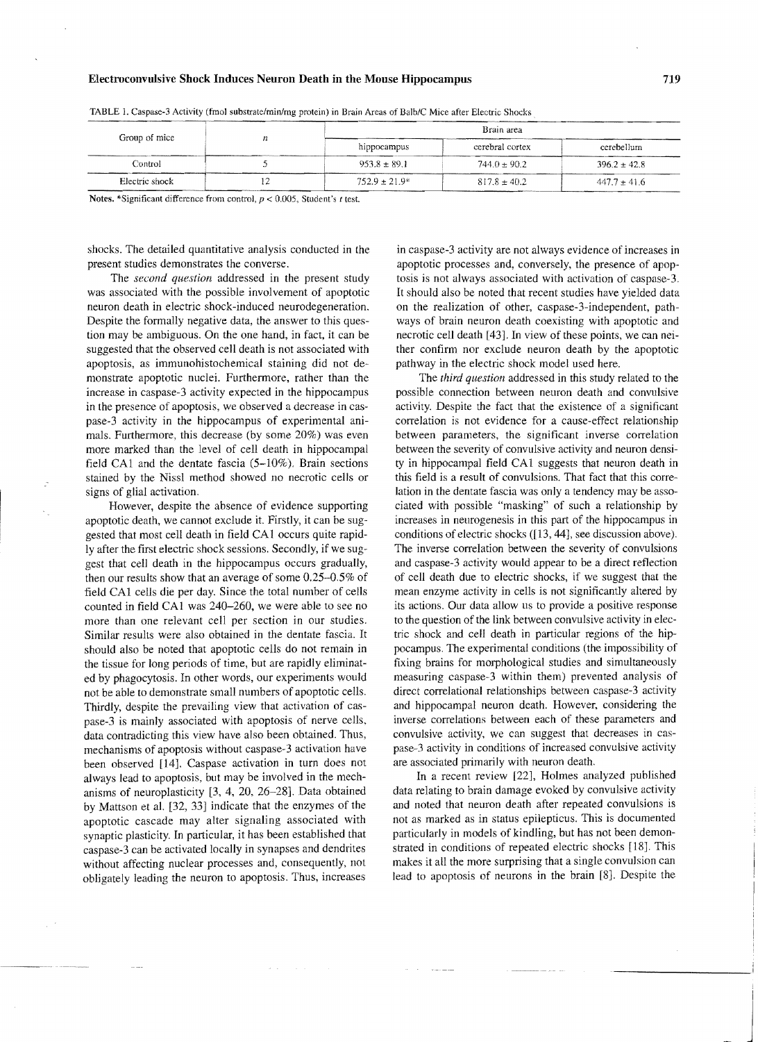TABLE 1. Caspase-3 Activity (fmol substrate/min/mg protein) in Brain Areas of Balb/C Mice after Electric Shocks

| Group of mice | n | Brain area | | |
|---|---|---|---|---|
| | | hippocampus | cerebral cortex | cerebellum |
| Control | 5 | 953.8 ± 89.1 | 744.0 ± 90.2 | 396.2 ± 42.8 |
| Electric shock | 12 | 752.9 ± 21.9* | 817.8 ± 40.2 | 447.7 ± 41.6 |

**Notes.** *Significant difference from control, $p < 0.005$, Student's $t$ test.

shocks. The detailed quantitative analysis conducted in the present studies demonstrates the converse.

The *second question* addressed in the present study was associated with the possible involvement of apoptotic neuron death in electric shock-induced neurodegeneration. Despite the formally negative data, the answer to this question may be ambiguous. On the one hand, in fact, it can be suggested that the observed cell death is not associated with apoptosis, as immunohistochemical staining did not demonstrate apoptotic nuclei. Furthermore, rather than the increase in caspase-3 activity expected in the hippocampus in the presence of apoptosis, we observed a decrease in caspase-3 activity in the hippocampus of experimental animals. Furthermore, this decrease (by some 20%) was even more marked than the level of cell death in hippocampal field CA1 and the dentate fascia (5–10%). Brain sections stained by the Nissl method showed no necrotic cells or signs of glial activation.

However, despite the absence of evidence supporting apoptotic death, we cannot exclude it. Firstly, it can be suggested that most cell death in field CA1 occurs quite rapidly after the first electric shock sessions. Secondly, if we suggest that cell death in the hippocampus occurs gradually, then our results show that an average of some 0.25–0.5% of field CA1 cells die per day. Since the total number of cells counted in field CA1 was 240–260, we were able to see no more than one relevant cell per section in our studies. Similar results were also obtained in the dentate fascia. It should also be noted that apoptotic cells do not remain in the tissue for long periods of time, but are rapidly eliminated by phagocytosis. In other words, our experiments would not be able to demonstrate small numbers of apoptotic cells. Thirdly, despite the prevailing view that activation of caspase-3 is mainly associated with apoptosis of nerve cells, data contradicting this view have also been obtained. Thus, mechanisms of apoptosis without caspase-3 activation have been observed [14]. Caspase activation in turn does not always lead to apoptosis, but may be involved in the mechanisms of neuroplasticity [3, 4, 20, 26–28]. Data obtained by Mattson et al. [32, 33] indicate that the enzymes of the apoptotic cascade may alter signaling associated with synaptic plasticity. In particular, it has been established that caspase-3 can be activated locally in synapses and dendrites without affecting nuclear processes and, consequently, not obligately leading the neuron to apoptosis. Thus, increases in caspase-3 activity are not always evidence of increases in apoptotic processes and, conversely, the presence of apoptosis is not always associated with activation of caspase-3. It should also be noted that recent studies have yielded data on the realization of other, caspase-3-independent, pathways of brain neuron death coexisting with apoptotic and necrotic cell death [43]. In view of these points, we can neither confirm nor exclude neuron death by the apoptotic pathway in the electric shock model used here.

The *third question* addressed in this study related to the possible connection between neuron death and convulsive activity. Despite the fact that the existence of a significant correlation is not evidence for a cause-effect relationship between parameters, the significant inverse correlation between the severity of convulsive activity and neuron density in hippocampal field CA1 suggests that neuron death in this field is a result of convulsions. That fact that this correlation in the dentate fascia was only a tendency may be associated with possible "masking" of such a relationship by increases in neurogenesis in this part of the hippocampus in conditions of electric shocks ([13, 44], see discussion above). The inverse correlation between the severity of convulsions and caspase-3 activity would appear to be a direct reflection of cell death due to electric shocks, if we suggest that the mean enzyme activity in cells is not significantly altered by its actions. Our data allow us to provide a positive response to the question of the link between convulsive activity in electric shock and cell death in particular regions of the hippocampus. The experimental conditions (the impossibility of fixing brains for morphological studies and simultaneously measuring caspase-3 within them) prevented analysis of direct correlational relationships between caspase-3 activity and hippocampal neuron death. However, considering the inverse correlations between each of these parameters and convulsive activity, we can suggest that decreases in caspase-3 activity in conditions of increased convulsive activity are associated primarily with neuron death.

In a recent review [22], Holmes analyzed published data relating to brain damage evoked by convulsive activity and noted that neuron death after repeated convulsions is not as marked as in status epilepticus. This is documented particularly in models of kindling, but has not been demonstrated in conditions of repeated electric shocks [18]. This makes it all the more surprising that a single convulsion can lead to apoptosis of neurons in the brain [8]. Despite the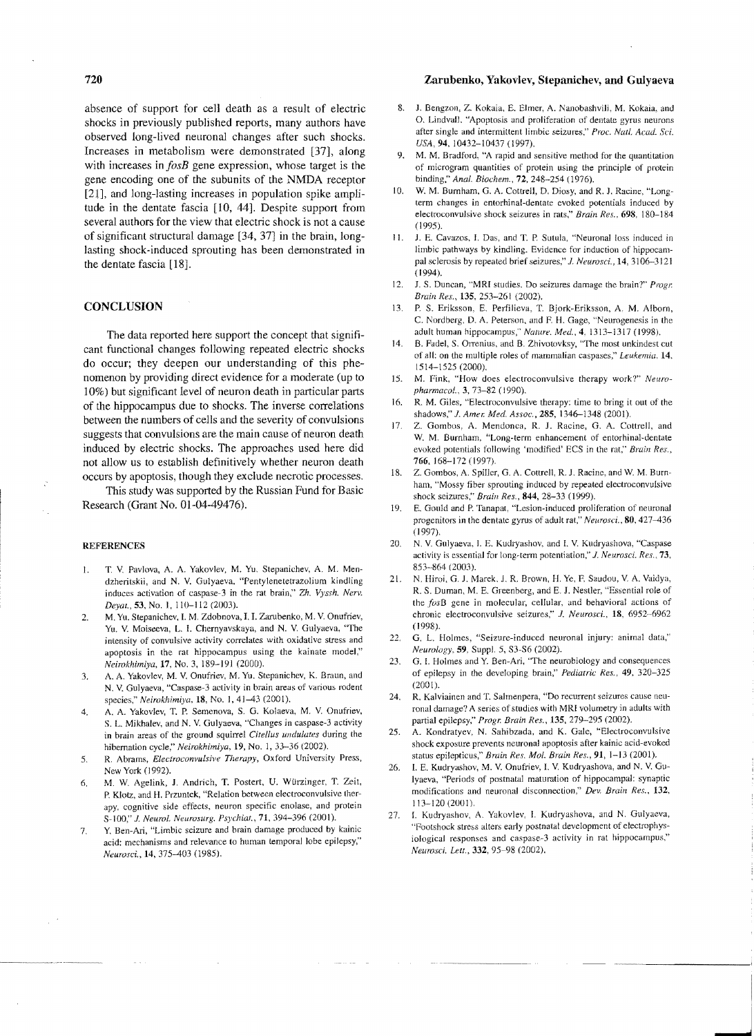absence of support for cell death as a result of electric shocks in previously published reports, many authors have observed long-lived neuronal changes after such shocks. Increases in metabolism were demonstrated [37], along with increases in *fosB* gene expression, whose target is the gene encoding one of the subunits of the NMDA receptor [21], and long-lasting increases in population spike amplitude in the dentate fascia [10, 44]. Despite support from several authors for the view that electric shock is not a cause of significant structural damage [34, 37] in the brain, long-lasting shock-induced sprouting has been demonstrated in the dentate fascia [18].

## CONCLUSION

The data reported here support the concept that significant functional changes following repeated electric shocks do occur; they deepen our understanding of this phenomenon by providing direct evidence for a moderate (up to 10%) but significant level of neuron death in particular parts of the hippocampus due to shocks. The inverse correlations between the numbers of cells and the severity of convulsions suggests that convulsions are the main cause of neuron death induced by electric shocks. The approaches used here did not allow us to establish definitively whether neuron death occurs by apoptosis, though they exclude necrotic processes.

This study was supported by the Russian Fund for Basic Research (Grant No. 01-04-49476).

### REFERENCES

1. T. V. Pavlova, A. A. Yakovlev, M. Yu. Stepanichev, A. M. Mendzheritskii, and N. V. Gulyaeva, "Pentylenetetrazolium kindling induces activation of caspase-3 in the rat brain," *Zh. Vyssh. Nerv. Deyat.*, **53**, No. 1, 110–112 (2003).
2. M. Yu. Stepanichev, I. M. Zdobnova, I. I. Zarubenko, M. V. Onufriev, Yu. V. Moiseeva, L. I. Chernyavskaya, and N. V. Gulyaeva, "The intensity of convulsive activity correlates with oxidative stress and apoptosis in the rat hippocampus using the kainate model," *Neirokhimiya*, **17**, No. 3, 189–191 (2000).
3. A. A. Yakovlev, M. V. Onufriev, M. Yu. Stepanichev, K. Braun, and N. V. Gulyaeva, "Caspase-3 activity in brain areas of various rodent species," *Neirokhimiya*, **18**, No. 1, 41–43 (2001).
4. A. A. Yakovlev, T. P. Semenova, S. G. Kolaeva, M. V. Onufriev, S. L. Mikhalev, and N. V. Gulyaeva, "Changes in caspase-3 activity in brain areas of the ground squirrel *Citellus undulates* during the hibernation cycle," *Neirokhimiya*, **19**, No. 1, 33–36 (2002).
5. R. Abrams, *Electroconvulsive Therapy*, Oxford University Press, New York (1992).
6. M. W. Agelink, J. Andrich, T. Postert, U. Würzinger, T. Zeit, P. Klotz, and H. Przuntek, "Relation between electroconvulsive therapy, cognitive side effects, neuron specific enolase, and protein S-100," *J. Neurol. Neurosurg. Psychiat.*, **71**, 394–396 (2001).
7. Y. Ben-Ari, "Limbic seizure and brain damage produced by kainic acid: mechanisms and relevance to human temporal lobe epilepsy," *Neurosci.*, **14**, 375–403 (1985).
8. J. Bengzon, Z. Kokaia, E. Elmer, A. Nanobashvili, M. Kokaia, and O. Lindvall, "Apoptosis and proliferation of dentate gyrus neurons after single and intermittent limbic seizures," *Proc. Natl. Acad. Sci. USA*, **94**, 10432–10437 (1997).
9. M. M. Bradford, "A rapid and sensitive method for the quantitation of microgram quantities of protein using the principle of protein binding," *Anal. Biochem.*, **72**, 248–254 (1976).
10. W. M. Burnham, G. A. Cottrell, D. Diosy, and R. J. Racine, "Long-term changes in entorhinal-dentate evoked potentials induced by electroconvulsive shock seizures in rats," *Brain Res.*, **698**, 180–184 (1995).
11. J. E. Cavazos, I. Das, and T. P. Sutula, "Neuronal loss induced in limbic pathways by kindling. Evidence for induction of hippocampal sclerosis by repeated brief seizures," *J. Neurosci.*, **14**, 3106–3121 (1994).
12. J. S. Duncan, "MRI studies. Do seizures damage the brain?" *Progr. Brain Res.*, **135**, 253–261 (2002).
13. P. S. Eriksson, E. Perfilieva, T. Bjork-Eriksson, A. M. Alborn, C. Nordberg, D. A. Peterson, and F. H. Gage, "Neurogenesis in the adult human hippocampus," *Nature. Med.*, **4**, 1313–1317 (1998).
14. B. Fadel, S. Orrenius, and B. Zhivotovksy, "The most unkindest cut of all: on the multiple roles of mammalian caspases," *Leukemia*, **14**, 1514–1525 (2000).
15. M. Fink, "How does electroconvulsive therapy work?" *Neuropharmacol.*, **3**, 73–82 (1990).
16. R. M. Giles, "Electroconvulsive therapy: time to bring it out of the shadows," *J. Amer. Med. Assoc.*, **285**, 1346–1348 (2001).
17. Z. Gombos, A. Mendonca, R. J. Racine, G. A. Cottrell, and W. M. Burnham, "Long-term enhancement of entorhinal-dentate evoked potentials following 'modified' ECS in the rat," *Brain Res.*, **766**, 168–172 (1997).
18. Z. Gombos, A. Spiller, G. A. Cottrell, R. J. Racine, and W. M. Burnham, "Mossy fiber sprouting induced by repeated electroconvulsive shock seizures," *Brain Res.*, **844**, 28–33 (1999).
19. E. Gould and P. Tanapat, "Lesion-induced proliferation of neuronal progenitors in the dentate gyrus of adult rat," *Neurosci.*, **80**, 427–436 (1997).
20. N. V. Gulyaeva, I. E. Kudryashov, and I. V. Kudryashova, "Caspase activity is essential for long-term potentiation," *J. Neurosci. Res.*, **73**, 853–864 (2003).
21. N. Hiroi, G. J. Marek, J. R. Brown, H. Ye, F. Saudou, V. A. Vaidya, R. S. Duman, M. E. Greenberg, and E. J. Nestler, "Essential role of the *fos*B gene in molecular, cellular, and behavioral actions of chronic electroconvulsive seizures," *J. Neurosci.*, **18**, 6952–6962 (1998).
22. G. L. Holmes, "Seizure-induced neuronal injury: animal data," *Neurology*, **59**, Suppl. 5, S3-S6 (2002).
23. G. I. Holmes and Y. Ben-Ari, "The neurobiology and consequences of epilepsy in the developing brain," *Pediatric Res.*, **49**, 320–325 (2001).
24. R. Kalviainen and T. Salmenpera, "Do recurrent seizures cause neuronal damage? A series of studies with MRI volumetry in adults with partial epilepsy," *Progr. Brain Res.*, **135**, 279–295 (2002).
25. A. Kondratyev, N. Sahibzada, and K. Gale, "Electroconvulsive shock exposure prevents neuronal apoptosis after kainic acid-evoked status epilepticus," *Brain Res. Mol. Brain Res.*, **91**, 1–13 (2001).
26. I. E. Kudryashov, M. V. Onufriev, I. V. Kudryashova, and N. V. Gulyaeva, "Periods of postnatal maturation of hippocampal: synaptic modifications and neuronal disconnection," *Dev. Brain Res.*, **132**, 113–120 (2001).
27. I. Kudryashov, A. Yakovlev, I. Kudryashova, and N. Gulyaeva, "Footshock stress alters early postnatal development of electrophysiological responses and caspase-3 activity in rat hippocampus," *Neurosci. Lett.*, **332**, 95–98 (2002).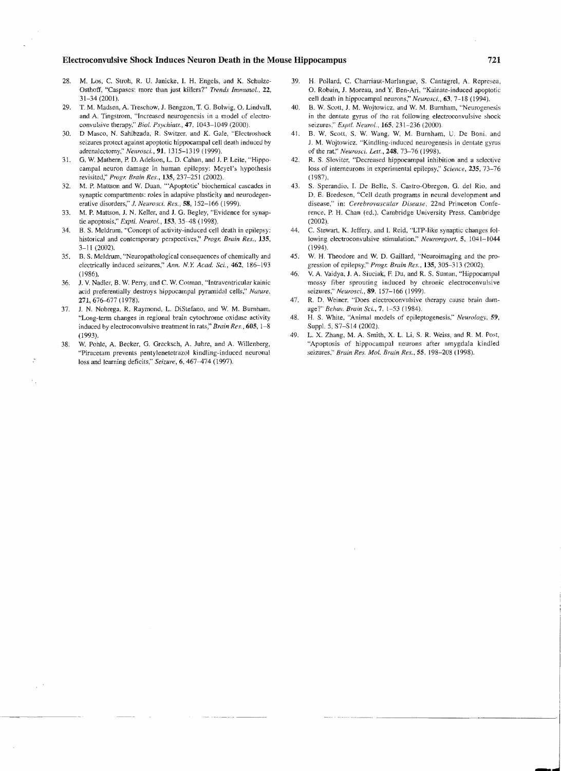28. M. Los, C. Stroh, R. U. Janicke, I. H. Engels, and K. Schulze-Osthoff, "Caspases: more than just killers?" *Trends Immunol.*, **22**, 31–34 (2001).
29. T. M. Madsen, A. Treschow, J. Bengzon, T. G. Bolwig, O. Lindvall, and A. Tingstrom, "Increased neurogenesis in a model of electroconvulsive therapy," *Biol. Psychiatr.*, **47**, 1043–1049 (2000).
30. D Masco, N. Sahibzada, R. Switzer, and K. Gale, "Electroshock seizures protect against apoptotic hippocampal cell death induced by adrenalectomy," *Neurosci.*, **91**, 1315–1319 (1999).
31. G. W. Mathern, P. D. Adelson, L. D. Cahan, and J. P. Leite, "Hippocampal neuron damage in human epilepsy: Meyel's hypothesis revisited," *Progr. Brain Res.*, **135**, 237–251 (2002).
32. M. P. Mattson and W. Duan, "'Apoptotic' biochemical cascades in synaptic compartments: roles in adaptive plasticity and neurodegenerative disorders," *J. Neurosci. Res.*, **58**, 152–166 (1999).
33. M. P. Mattson, J. N. Keller, and J. G. Begley, "Evidence for synaptic apoptosis," *Exptl. Neurol.*, **153**, 35–48 (1998).
34. B. S. Meldrum, "Concept of activity-induced cell death in epilepsy: historical and contemporary perspectives," *Progr. Brain Res.*, **135**, 3–11 (2002).
35. B. S. Meldrum, "Neuropathological consequences of chemically and electrically induced seizures," *Ann. N.Y. Acad. Sci.*, **462**, 186–193 (1986).
36. J. V. Nadler, B. W. Perry, and C. W. Cotman, "Intraventricular kainic acid preferentially destroys hippocampal pyramidal cells," *Nature*, **271**, 676–677 (1978).
37. J. N. Nobrega, R. Raymond, L. DiStefano, and W. M. Burnham, "Long-term changes in regional brain cytochrome oxidase activity induced by electroconvulsive treatment in rats," *Brain Res.*, **605**, 1–8 (1993).
38. W. Pohle, A. Becker, G. Grecksch, A. Juhre, and A. Willenberg, "Piracetam prevents pentylenetetrazol kindling-induced neuronal loss and learning deficits," *Seizure*, **6**, 467–474 (1997).
39. H. Pollard, C. Charriaut-Marlangue, S. Cantagrel, A. Represea, O. Robain, J. Moreau, and Y. Ben-Ari, "Kainate-induced apoptotic cell death in hippocampal neurons," *Neurosci.*, **63**, 7–18 (1994).
40. B. W. Scott, J. M. Wojtowicz, and W. M. Burnham, "Neurogenesis in the dentate gyrus of the rat following electroconvulsive shock seizures," *Exptl. Neurol.*, **165**, 231–236 (2000).
41. B. W. Scott, S. W. Wang, W. M. Burnham, U. De Boni, and J. M. Wojtowicz, "Kindling-induced neurogenesis in dentate gyrus of the rat," *Neurosci. Lett.*, **248**, 73–76 (1998).
42. R. S. Sloviter, "Decreased hippocampal inhibition and a selective loss of interneurons in experimental epilepsy," *Science*, **235**, 73–76 (1987).
43. S. Sperandio, I. De Belle, S. Castro-Obregon, G. del Rio, and D. E. Bredesen, "Cell death programs in neural development and disease," in: *Cerebrovascular Disease*, 22nd Princeton Conference, P. H. Chan (ed.), Cambridge University Press, Cambridge (2002).
44. C. Stewart, K. Jeffery, and I. Reid, "LTP-like synaptic changes following electroconvulsive stimulation," *Neuroreport*, **5**, 1041–1044 (1994).
45. W. H. Theodore and W. D. Gaillard, "Neuroimaging and the progression of epilepsy," *Progr. Brain Res.*, **135**, 305–313 (2002).
46. V. A. Vaidya, J. A. Siuciak, F. Du, and R. S. Suman, "Hippocampal mossy fiber sprouting induced by chronic electroconvulsive seizures," *Neurosci.*, **89**, 157–166 (1999).
47. R. D. Weiner, "Does electroconvulsive therapy cause brain damage?" *Behav. Brain Sci.*, **7**, 1–53 (1984).
48. H. S. White, "Animal models of epileptogenesis," *Neurology*, **59**, Suppl. 5, S7–S14 (2002).
49. L. X. Zhang, M. A. Smith, X. L. Li, S. R. Weiss, and R. M. Post, "Apoptosis of hippocampal neurons after amygdala kindled seizures," *Brain Res. Mol. Brain Res.*, **55**, 198–208 (1998).